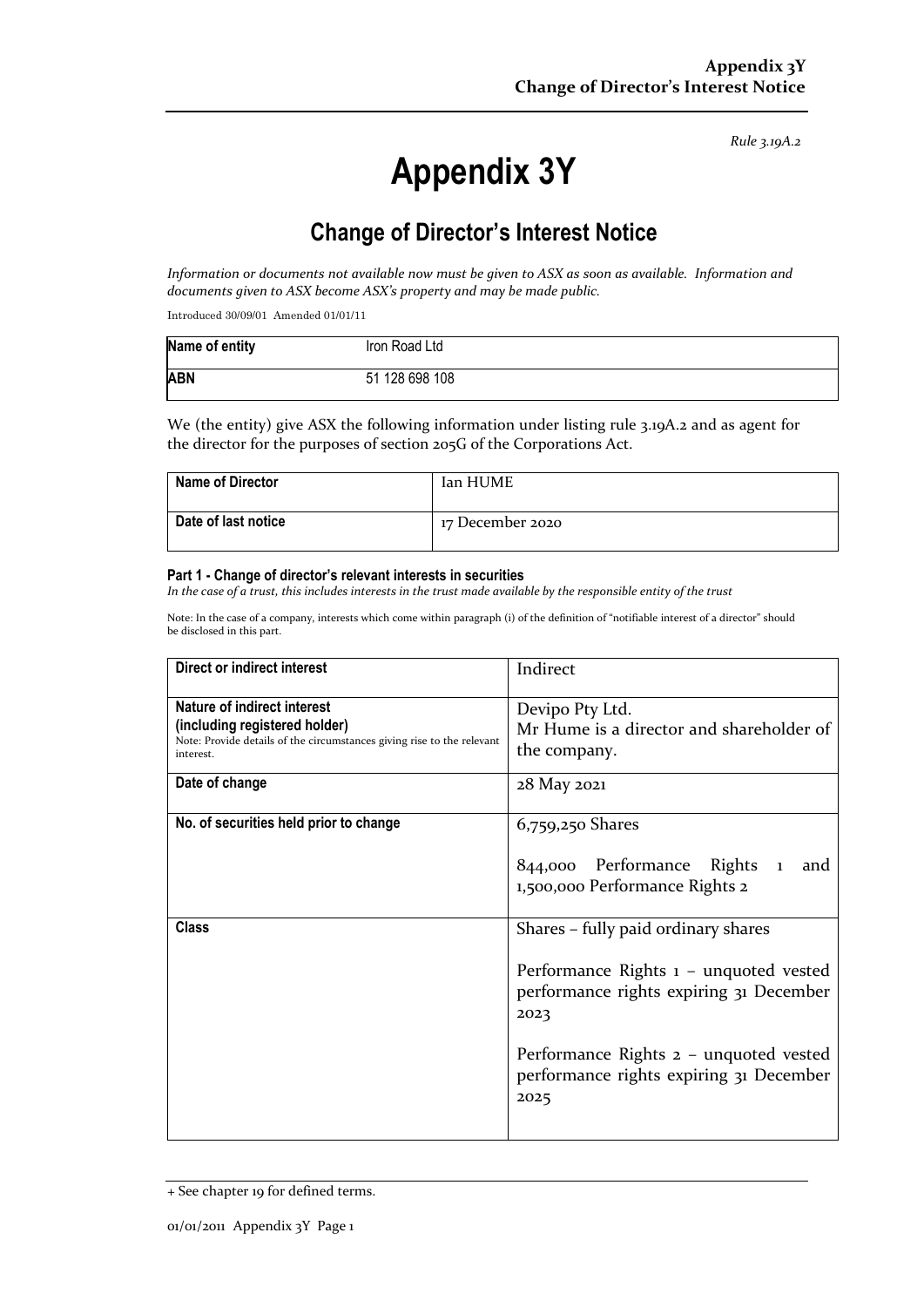Rule 3.19A.2

# Appendix 3Y

## Change of Director's Interest Notice

*Information or documents not available now must be given to ASX as soon as available. Information and documents given to ASX become ASX's property and may be made public.*

Introduced 30/09/01 Amended 01/01/11

| **Name of entity** | Iron Road Ltd |
|---|---|
| **ABN** | 51 128 698 108 |

We (the entity) give ASX the following information under listing rule 3.19A.2 and as agent for the director for the purposes of section 205G of the Corporations Act.

| **Name of Director** | Ian HUME |
|---|---|
| **Date of last notice** | 17 December 2020 |

#### Part 1 - Change of director's relevant interests in securities

*In the case of a trust, this includes interests in the trust made available by the responsible entity of the trust*

Note: In the case of a company, interests which come within paragraph (i) of the definition of "notifiable interest of a director" should be disclosed in this part.

| **Direct or indirect interest** | Indirect |
|---|---|
| **Nature of indirect interest (including registered holder)**<br>Note: Provide details of the circumstances giving rise to the relevant interest. | Devipo Pty Ltd.<br>Mr Hume is a director and shareholder of the company. |
| **Date of change** | 28 May 2021 |
| **No. of securities held prior to change** | 6,759,250 Shares<br><br>844,000 Performance Rights 1 and 1,500,000 Performance Rights 2 |
| **Class** | Shares – fully paid ordinary shares<br><br>Performance Rights 1 – unquoted vested performance rights expiring 31 December 2023<br><br>Performance Rights 2 – unquoted vested performance rights expiring 31 December 2025 |

+ See chapter 19 for defined terms.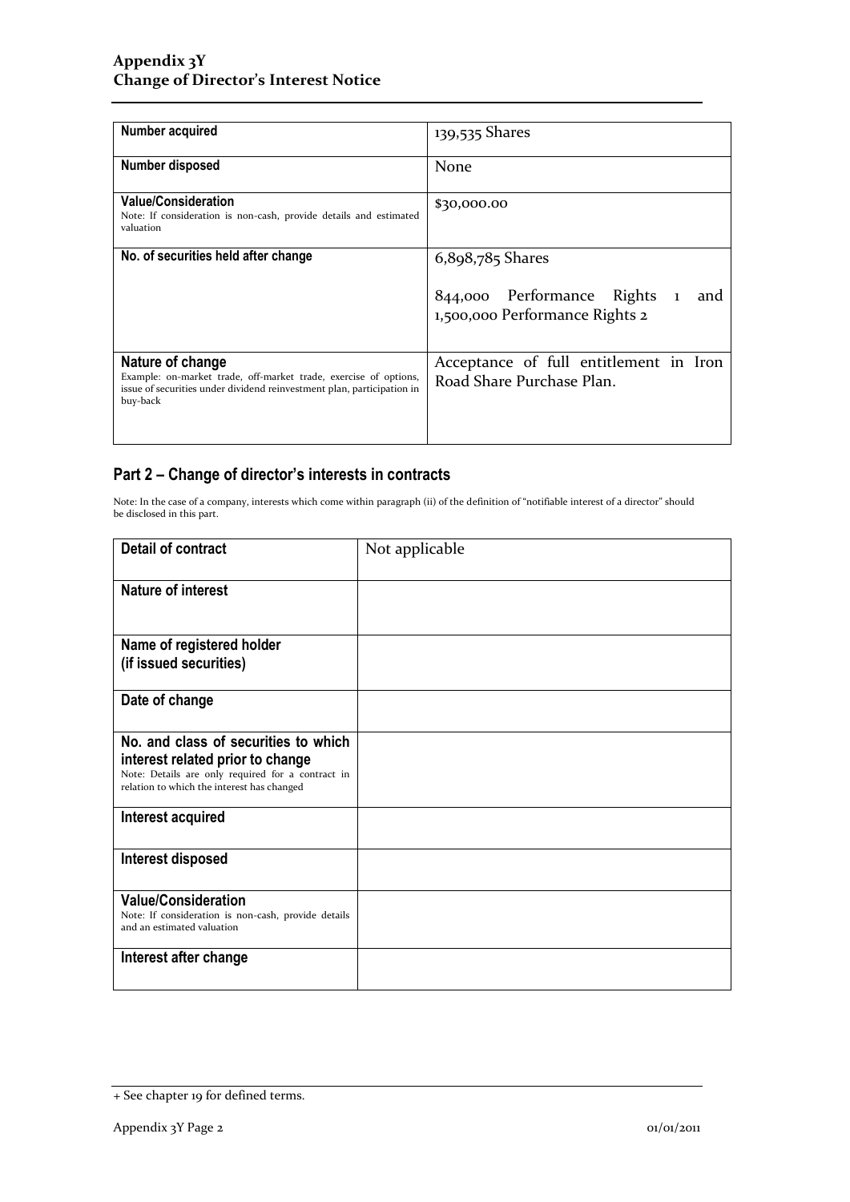| Number acquired | 139,535 Shares |
|---|---|
| Number disposed | None |
| **Value/Consideration**<br>Note: If consideration is non-cash, provide details and estimated valuation | $30,000.00 |
| **No. of securities held after change** | 6,898,785 Shares<br><br>844,000 Performance Rights 1 and 1,500,000 Performance Rights 2 |
| **Nature of change**<br>Example: on-market trade, off-market trade, exercise of options, issue of securities under dividend reinvestment plan, participation in buy-back | Acceptance of full entitlement in Iron Road Share Purchase Plan. |

## Part 2 – Change of director's interests in contracts

Note: In the case of a company, interests which come within paragraph (ii) of the definition of "notifiable interest of a director" should be disclosed in this part.

| Detail of contract | Not applicable |
|---|---|
| **Nature of interest** | |
| **Name of registered holder (if issued securities)** | |
| **Date of change** | |
| **No. and class of securities to which interest related prior to change**<br>Note: Details are only required for a contract in relation to which the interest has changed | |
| **Interest acquired** | |
| **Interest disposed** | |
| **Value/Consideration**<br>Note: If consideration is non-cash, provide details and an estimated valuation | |
| **Interest after change** | |

+ See chapter 19 for defined terms.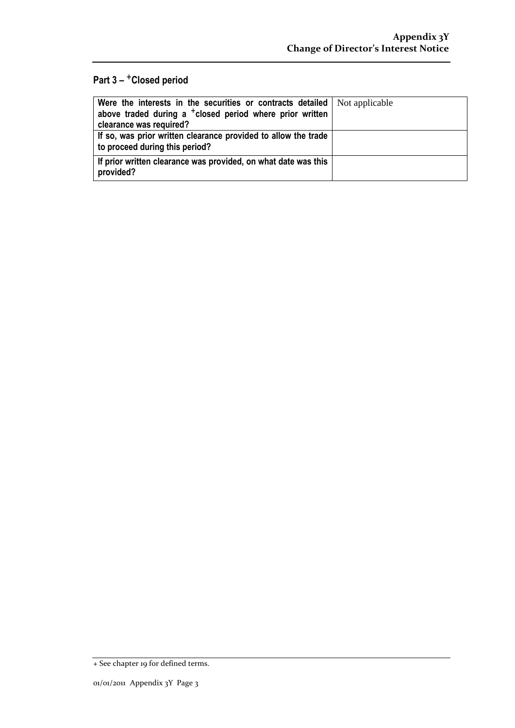## Part 3 – +Closed period

| | |
|---|---|
| **Were the interests in the securities or contracts detailed above traded during a +closed period where prior written clearance was required?** | Not applicable |
| **If so, was prior written clearance provided to allow the trade to proceed during this period?** | |
| **If prior written clearance was provided, on what date was this provided?** | |

+ See chapter 19 for defined terms.